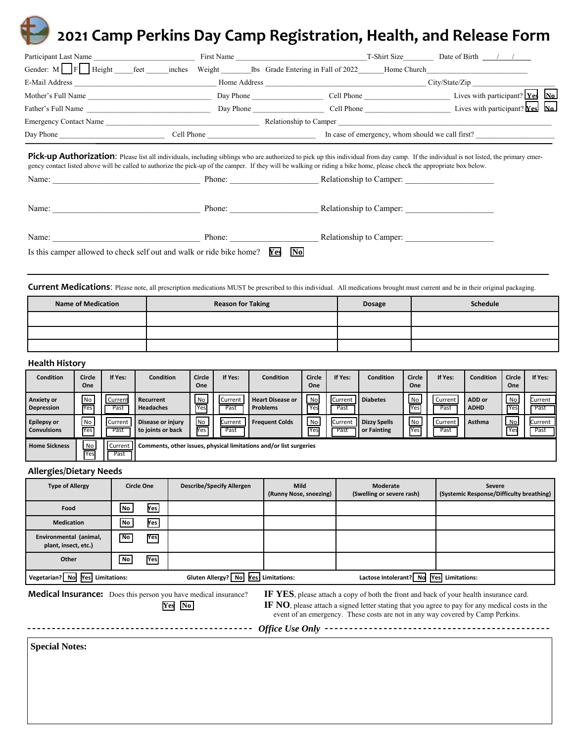# 2021 Camp Perkins Day Camp Registration, Health, and Release Form

Participant Last Name ______________________ First Name ______________________________ T-Shirt Size________ Date of Birth ___/___/___

Gender: M [ ] F [ ] Height _____feet ______inches Weight ________lbs Grade Entering in Fall of 2022______ Home Church__________________________

E-Mail Address ___________________________________ Home Address ____________________________________ City/State/Zip ____________________

Mother's Full Name ______________________________ Day Phone __________________ Cell Phone _____________________ Lives with participant? Yes No

Father's Full Name ______________________________ Day Phone __________________ Cell Phone _____________________ Lives with participant? Yes No

Emergency Contact Name ________________________________ Relationship to Camper _____________________________________________

Day Phone __________________________ Cell Phone ___________________________ In case of emergency, whom should we call first? ____________________

**Pick-up Authorization**: Please list all individuals, including siblings who are authorized to pick up this individual from day camp. If the individual is not listed, the primary emergency contact listed above will be called to authorize the pick-up of the camper. If they will be walking or riding a bike home, please check the appropriate box below.

Name: ___________________________________ Phone: ____________________ Relationship to Camper: ____________________

Name: ___________________________________ Phone: ____________________ Relationship to Camper: ____________________

Name: ___________________________________ Phone: ____________________ Relationship to Camper: ____________________

Is this camper allowed to check self out and walk or ride bike home? Yes No

**Current Medications**: Please note, all prescription medications MUST be prescribed to this individual. All medications brought must current and be in their original packaging.

| Name of Medication | Reason for Taking | Dosage | Schedule |
|---|---|---|---|
| | | | |
| | | | |
| | | | |

## Health History

| Condition | Circle One | If Yes: | Condition | Circle One | If Yes: | Condition | Circle One | If Yes: | Condition | Circle One | If Yes: | Condition | Circle One | If Yes: |
|---|---|---|---|---|---|---|---|---|---|---|---|---|---|---|
| Anxiety or Depression | No / Yes | Current / Past | Recurrent Headaches | No / Yes | Current / Past | Heart Disease or Problems | No / Yes | Current / Past | Diabetes | No / Yes | Current / Past | ADD or ADHD | No / Yes | Current / Past |
| Epilepsy or Convulsions | No / Yes | Current / Past | Disease or injury to joints or back | No / Yes | Current / Past | Frequent Colds | No / Yes | Current / Past | Dizzy Spells or Fainting | No / Yes | Current / Past | Asthma | No / Yes | Current / Past |
| Home Sickness | No / Yes | Current / Past | Comments, other issues, physical limitations and/or list surgeries | | | | | | | | | | | |

## Allergies/Dietary Needs

| Type of Allergy | Circle One | Describe/Specify Allergen | Mild (Runny Nose, sneezing) | Moderate (Swelling or severe rash) | Severe (Systemic Response/Difficulty breathing) |
|---|---|---|---|---|---|
| Food | No / Yes | | | | |
| Medication | No / Yes | | | | |
| Environmental (animal, plant, insect, etc.) | No / Yes | | | | |
| Other | No / Yes | | | | |

Vegetarian? No Yes Limitations: Gluten Allergy? No Yes Limitations: Lactose Intolerant? No Yes Limitations:

**Medical Insurance:** Does this person you have medical insurance? Yes No

**IF YES**, please attach a copy of both the front and back of your health insurance card.
**IF NO**, please attach a signed letter stating that you agree to pay for any medical costs in the event of an emergency. These costs are not in any way covered by Camp Perkins.

---------------------------------------- *Office Use Only* ----------------------------------------

**Special Notes:**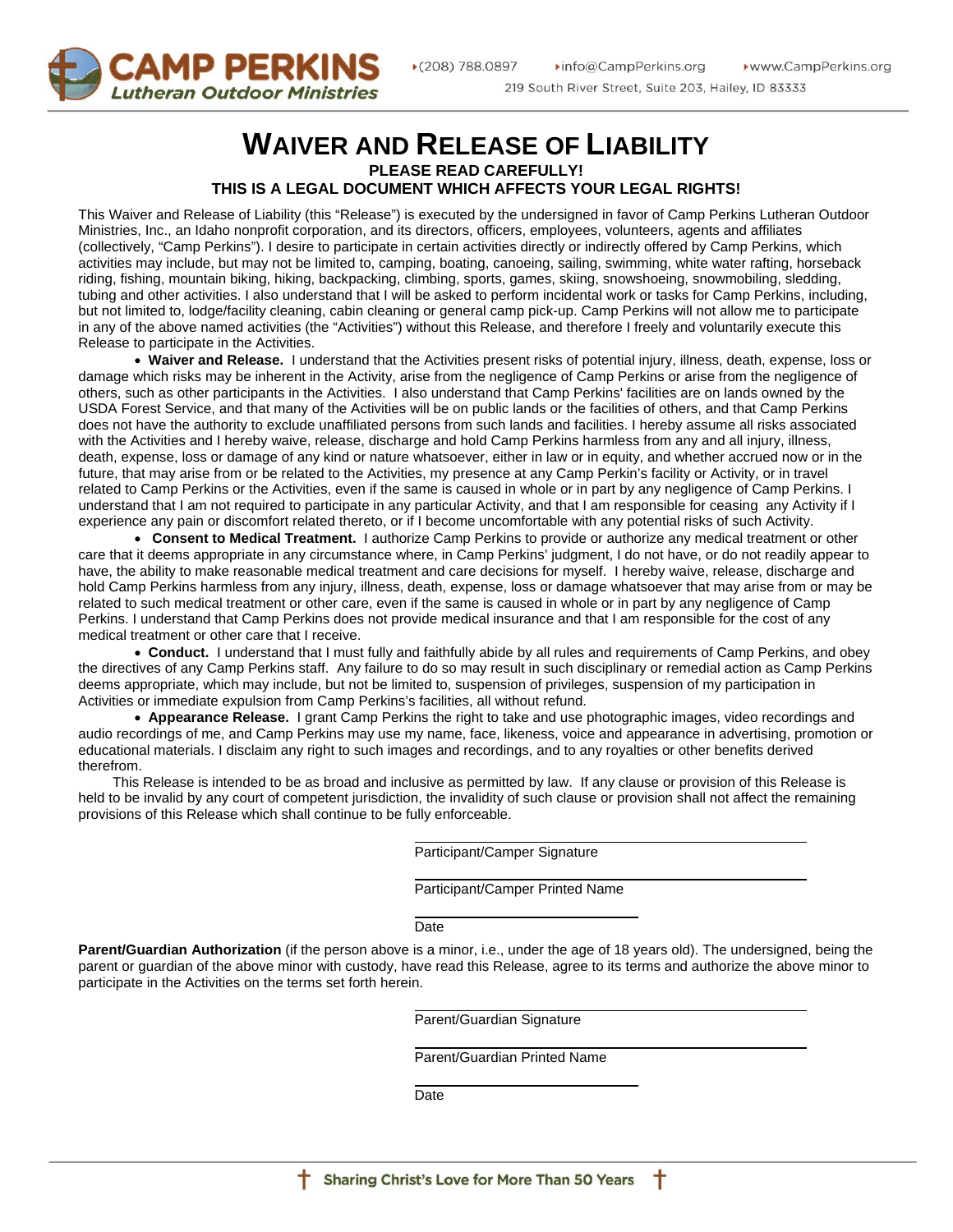CAMP PERKINS
Lutheran Outdoor Ministries

(208) 788.0897 info@CampPerkins.org www.CampPerkins.org
219 South River Street, Suite 203, Hailey, ID 83333

# WAIVER AND RELEASE OF LIABILITY

**PLEASE READ CAREFULLY!**
**THIS IS A LEGAL DOCUMENT WHICH AFFECTS YOUR LEGAL RIGHTS!**

This Waiver and Release of Liability (this "Release") is executed by the undersigned in favor of Camp Perkins Lutheran Outdoor Ministries, Inc., an Idaho nonprofit corporation, and its directors, officers, employees, volunteers, agents and affiliates (collectively, "Camp Perkins"). I desire to participate in certain activities directly or indirectly offered by Camp Perkins, which activities may include, but may not be limited to, camping, boating, canoeing, sailing, swimming, white water rafting, horseback riding, fishing, mountain biking, hiking, backpacking, climbing, sports, games, skiing, snowshoeing, snowmobiling, sledding, tubing and other activities. I also understand that I will be asked to perform incidental work or tasks for Camp Perkins, including, but not limited to, lodge/facility cleaning, cabin cleaning or general camp pick-up. Camp Perkins will not allow me to participate in any of the above named activities (the "Activities") without this Release, and therefore I freely and voluntarily execute this Release to participate in the Activities.

- **Waiver and Release.** I understand that the Activities present risks of potential injury, illness, death, expense, loss or damage which risks may be inherent in the Activity, arise from the negligence of Camp Perkins or arise from the negligence of others, such as other participants in the Activities. I also understand that Camp Perkins' facilities are on lands owned by the USDA Forest Service, and that many of the Activities will be on public lands or the facilities of others, and that Camp Perkins does not have the authority to exclude unaffiliated persons from such lands and facilities. I hereby assume all risks associated with the Activities and I hereby waive, release, discharge and hold Camp Perkins harmless from any and all injury, illness, death, expense, loss or damage of any kind or nature whatsoever, either in law or in equity, and whether accrued now or in the future, that may arise from or be related to the Activities, my presence at any Camp Perkin's facility or Activity, or in travel related to Camp Perkins or the Activities, even if the same is caused in whole or in part by any negligence of Camp Perkins. I understand that I am not required to participate in any particular Activity, and that I am responsible for ceasing any Activity if I experience any pain or discomfort related thereto, or if I become uncomfortable with any potential risks of such Activity.
- **Consent to Medical Treatment.** I authorize Camp Perkins to provide or authorize any medical treatment or other care that it deems appropriate in any circumstance where, in Camp Perkins' judgment, I do not have, or do not readily appear to have, the ability to make reasonable medical treatment and care decisions for myself. I hereby waive, release, discharge and hold Camp Perkins harmless from any injury, illness, death, expense, loss or damage whatsoever that may arise from or may be related to such medical treatment or other care, even if the same is caused in whole or in part by any negligence of Camp Perkins. I understand that Camp Perkins does not provide medical insurance and that I am responsible for the cost of any medical treatment or other care that I receive.
- **Conduct.** I understand that I must fully and faithfully abide by all rules and requirements of Camp Perkins, and obey the directives of any Camp Perkins staff. Any failure to do so may result in such disciplinary or remedial action as Camp Perkins deems appropriate, which may include, but not be limited to, suspension of privileges, suspension of my participation in Activities or immediate expulsion from Camp Perkins's facilities, all without refund.
- **Appearance Release.** I grant Camp Perkins the right to take and use photographic images, video recordings and audio recordings of me, and Camp Perkins may use my name, face, likeness, voice and appearance in advertising, promotion or educational materials. I disclaim any right to such images and recordings, and to any royalties or other benefits derived therefrom.

This Release is intended to be as broad and inclusive as permitted by law. If any clause or provision of this Release is held to be invalid by any court of competent jurisdiction, the invalidity of such clause or provision shall not affect the remaining provisions of this Release which shall continue to be fully enforceable.

______________________________
Participant/Camper Signature

______________________________
Participant/Camper Printed Name

____________________
Date

**Parent/Guardian Authorization** (if the person above is a minor, i.e., under the age of 18 years old). The undersigned, being the parent or guardian of the above minor with custody, have read this Release, agree to its terms and authorize the above minor to participate in the Activities on the terms set forth herein.

______________________________
Parent/Guardian Signature

______________________________
Parent/Guardian Printed Name

____________________
Date

† Sharing Christ's Love for More Than 50 Years †